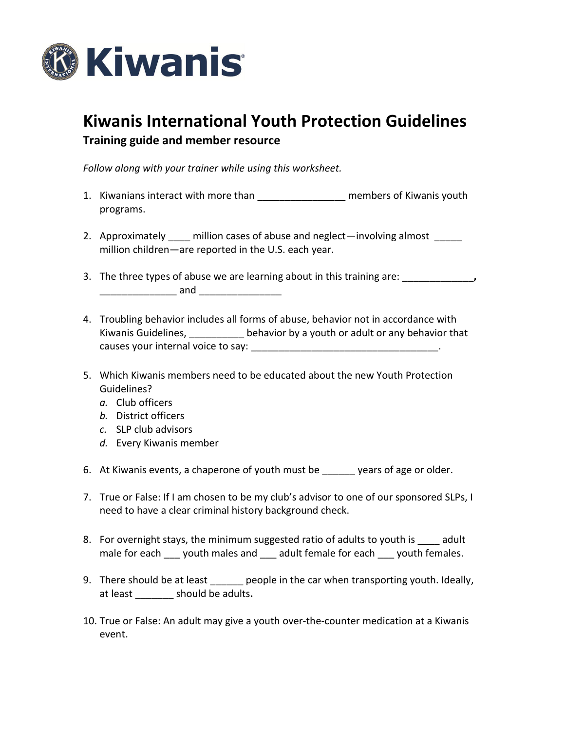Kiwanis

# Kiwanis International Youth Protection Guidelines

## Training guide and member resource

*Follow along with your trainer while using this worksheet.*

1. Kiwanians interact with more than ________________ members of Kiwanis youth programs.

2. Approximately ____ million cases of abuse and neglect—involving almost _____ million children—are reported in the U.S. each year.

3. The three types of abuse we are learning about in this training are: _____________, ______________ and _______________

4. Troubling behavior includes all forms of abuse, behavior not in accordance with Kiwanis Guidelines, __________ behavior by a youth or adult or any behavior that causes your internal voice to say: __________________________________.

5. Which Kiwanis members need to be educated about the new Youth Protection Guidelines?
   *a.* Club officers
   *b.* District officers
   *c.* SLP club advisors
   *d.* Every Kiwanis member

6. At Kiwanis events, a chaperone of youth must be ______ years of age or older.

7. True or False: If I am chosen to be my club's advisor to one of our sponsored SLPs, I need to have a clear criminal history background check.

8. For overnight stays, the minimum suggested ratio of adults to youth is ____ adult male for each ___ youth males and ___ adult female for each ___ youth females.

9. There should be at least ______ people in the car when transporting youth. Ideally, at least _______ should be adults.

10. True or False: An adult may give a youth over-the-counter medication at a Kiwanis event.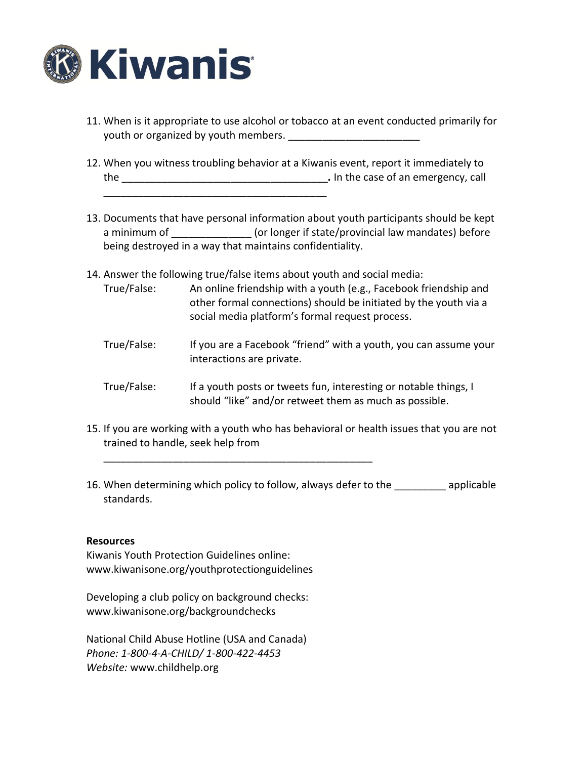11. When is it appropriate to use alcohol or tobacco at an event conducted primarily for youth or organized by youth members. ______________________

12. When you witness troubling behavior at a Kiwanis event, report it immediately to the ___________________________________**.** In the case of an emergency, call ______________________________________

13. Documents that have personal information about youth participants should be kept a minimum of _____________ (or longer if state/provincial law mandates) before being destroyed in a way that maintains confidentiality.

14. Answer the following true/false items about youth and social media:

    True/False: An online friendship with a youth (e.g., Facebook friendship and other formal connections) should be initiated by the youth via a social media platform's formal request process.

    True/False: If you are a Facebook "friend" with a youth, you can assume your interactions are private.

    True/False: If a youth posts or tweets fun, interesting or notable things, I should "like" and/or retweet them as much as possible.

15. If you are working with a youth who has behavioral or health issues that you are not trained to handle, seek help from

    ______________________________________________

16. When determining which policy to follow, always defer to the ________ applicable standards.

**Resources**

Kiwanis Youth Protection Guidelines online:
www.kiwanisone.org/youthprotectionguidelines

Developing a club policy on background checks:
www.kiwanisone.org/backgroundchecks

National Child Abuse Hotline (USA and Canada)
*Phone: 1-800-4-A-CHILD/ 1-800-422-4453*
*Website:* www.childhelp.org